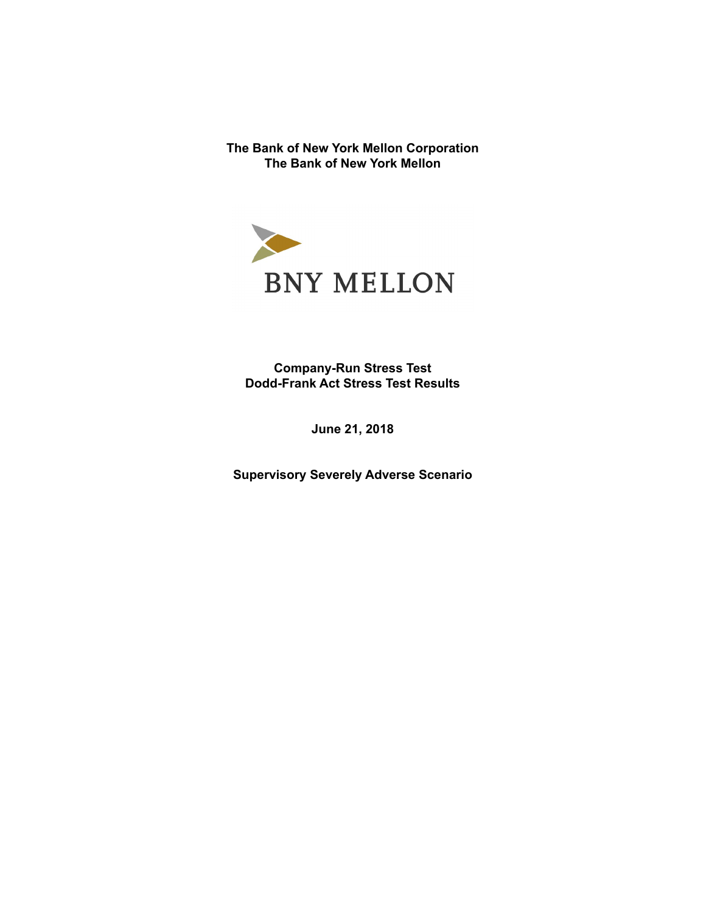**The Bank of New York Mellon Corporation**
**The Bank of New York Mellon**

BNY MELLON

**Company-Run Stress Test**
**Dodd-Frank Act Stress Test Results**

**June 21, 2018**

**Supervisory Severely Adverse Scenario**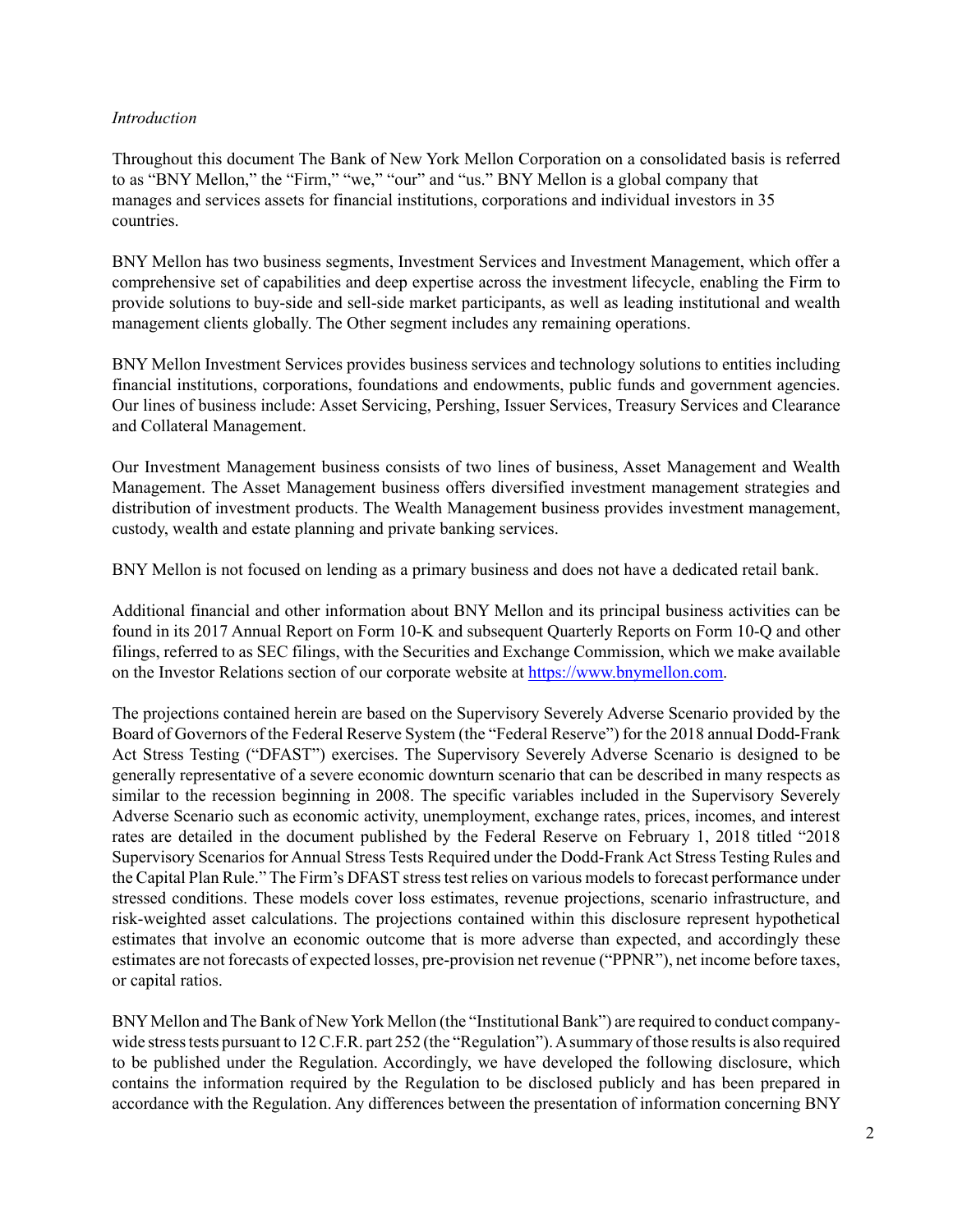*Introduction*

Throughout this document The Bank of New York Mellon Corporation on a consolidated basis is referred to as "BNY Mellon," the "Firm," "we," "our" and "us." BNY Mellon is a global company that manages and services assets for financial institutions, corporations and individual investors in 35 countries.

BNY Mellon has two business segments, Investment Services and Investment Management, which offer a comprehensive set of capabilities and deep expertise across the investment lifecycle, enabling the Firm to provide solutions to buy-side and sell-side market participants, as well as leading institutional and wealth management clients globally. The Other segment includes any remaining operations.

BNY Mellon Investment Services provides business services and technology solutions to entities including financial institutions, corporations, foundations and endowments, public funds and government agencies. Our lines of business include: Asset Servicing, Pershing, Issuer Services, Treasury Services and Clearance and Collateral Management.

Our Investment Management business consists of two lines of business, Asset Management and Wealth Management. The Asset Management business offers diversified investment management strategies and distribution of investment products. The Wealth Management business provides investment management, custody, wealth and estate planning and private banking services.

BNY Mellon is not focused on lending as a primary business and does not have a dedicated retail bank.

Additional financial and other information about BNY Mellon and its principal business activities can be found in its 2017 Annual Report on Form 10-K and subsequent Quarterly Reports on Form 10-Q and other filings, referred to as SEC filings, with the Securities and Exchange Commission, which we make available on the Investor Relations section of our corporate website at https://www.bnymellon.com.

The projections contained herein are based on the Supervisory Severely Adverse Scenario provided by the Board of Governors of the Federal Reserve System (the "Federal Reserve") for the 2018 annual Dodd-Frank Act Stress Testing ("DFAST") exercises. The Supervisory Severely Adverse Scenario is designed to be generally representative of a severe economic downturn scenario that can be described in many respects as similar to the recession beginning in 2008. The specific variables included in the Supervisory Severely Adverse Scenario such as economic activity, unemployment, exchange rates, prices, incomes, and interest rates are detailed in the document published by the Federal Reserve on February 1, 2018 titled "2018 Supervisory Scenarios for Annual Stress Tests Required under the Dodd-Frank Act Stress Testing Rules and the Capital Plan Rule." The Firm's DFAST stress test relies on various models to forecast performance under stressed conditions. These models cover loss estimates, revenue projections, scenario infrastructure, and risk-weighted asset calculations. The projections contained within this disclosure represent hypothetical estimates that involve an economic outcome that is more adverse than expected, and accordingly these estimates are not forecasts of expected losses, pre-provision net revenue ("PPNR"), net income before taxes, or capital ratios.

BNY Mellon and The Bank of New York Mellon (the "Institutional Bank") are required to conduct company-wide stress tests pursuant to 12 C.F.R. part 252 (the "Regulation"). A summary of those results is also required to be published under the Regulation. Accordingly, we have developed the following disclosure, which contains the information required by the Regulation to be disclosed publicly and has been prepared in accordance with the Regulation. Any differences between the presentation of information concerning BNY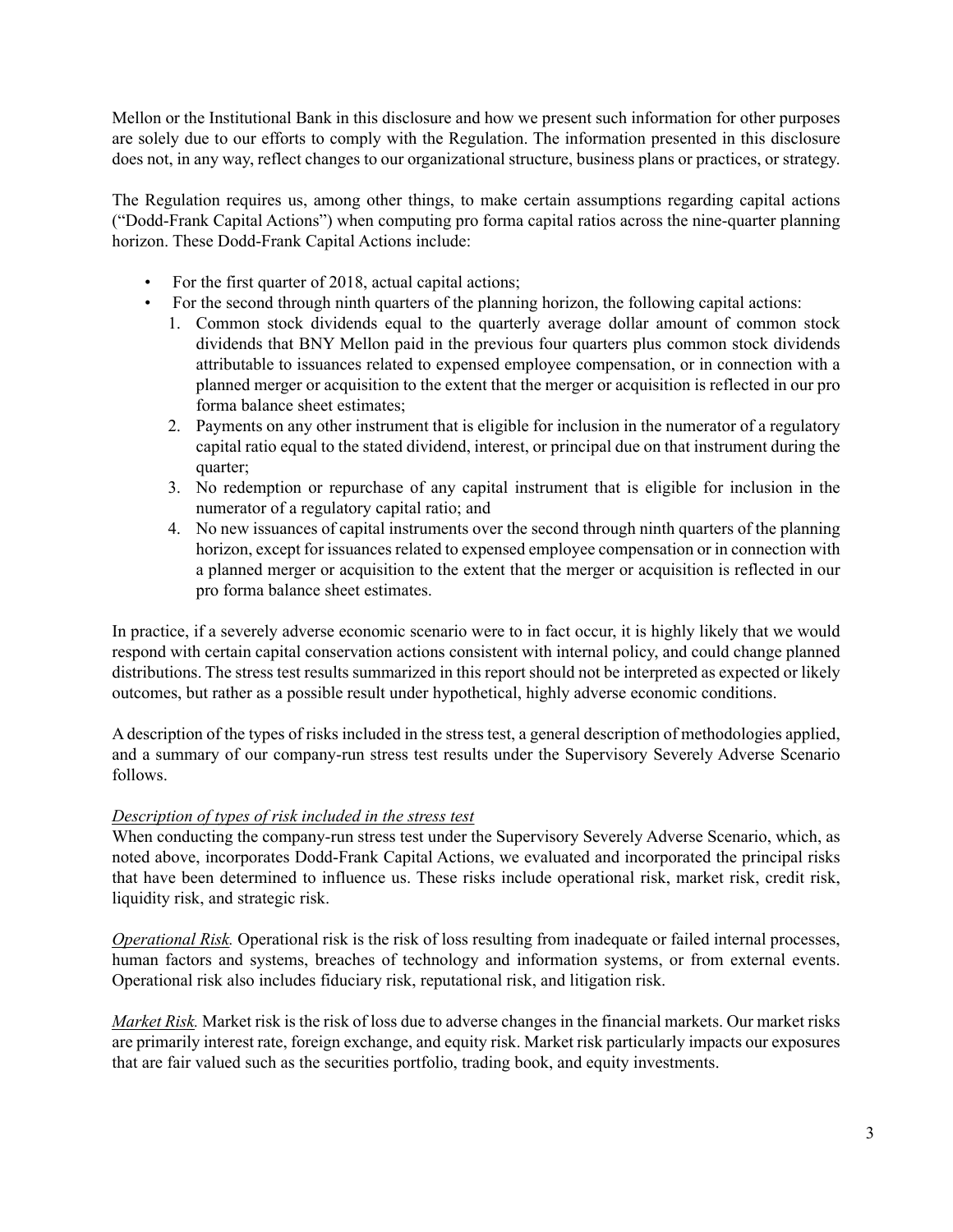Mellon or the Institutional Bank in this disclosure and how we present such information for other purposes are solely due to our efforts to comply with the Regulation. The information presented in this disclosure does not, in any way, reflect changes to our organizational structure, business plans or practices, or strategy.

The Regulation requires us, among other things, to make certain assumptions regarding capital actions ("Dodd-Frank Capital Actions") when computing pro forma capital ratios across the nine-quarter planning horizon. These Dodd-Frank Capital Actions include:

- For the first quarter of 2018, actual capital actions;
- For the second through ninth quarters of the planning horizon, the following capital actions:
  1. Common stock dividends equal to the quarterly average dollar amount of common stock dividends that BNY Mellon paid in the previous four quarters plus common stock dividends attributable to issuances related to expensed employee compensation, or in connection with a planned merger or acquisition to the extent that the merger or acquisition is reflected in our pro forma balance sheet estimates;
  2. Payments on any other instrument that is eligible for inclusion in the numerator of a regulatory capital ratio equal to the stated dividend, interest, or principal due on that instrument during the quarter;
  3. No redemption or repurchase of any capital instrument that is eligible for inclusion in the numerator of a regulatory capital ratio; and
  4. No new issuances of capital instruments over the second through ninth quarters of the planning horizon, except for issuances related to expensed employee compensation or in connection with a planned merger or acquisition to the extent that the merger or acquisition is reflected in our pro forma balance sheet estimates.

In practice, if a severely adverse economic scenario were to in fact occur, it is highly likely that we would respond with certain capital conservation actions consistent with internal policy, and could change planned distributions. The stress test results summarized in this report should not be interpreted as expected or likely outcomes, but rather as a possible result under hypothetical, highly adverse economic conditions.

A description of the types of risks included in the stress test, a general description of methodologies applied, and a summary of our company-run stress test results under the Supervisory Severely Adverse Scenario follows.

*Description of types of risk included in the stress test*

When conducting the company-run stress test under the Supervisory Severely Adverse Scenario, which, as noted above, incorporates Dodd-Frank Capital Actions, we evaluated and incorporated the principal risks that have been determined to influence us. These risks include operational risk, market risk, credit risk, liquidity risk, and strategic risk.

*Operational Risk.* Operational risk is the risk of loss resulting from inadequate or failed internal processes, human factors and systems, breaches of technology and information systems, or from external events. Operational risk also includes fiduciary risk, reputational risk, and litigation risk.

*Market Risk.* Market risk is the risk of loss due to adverse changes in the financial markets. Our market risks are primarily interest rate, foreign exchange, and equity risk. Market risk particularly impacts our exposures that are fair valued such as the securities portfolio, trading book, and equity investments.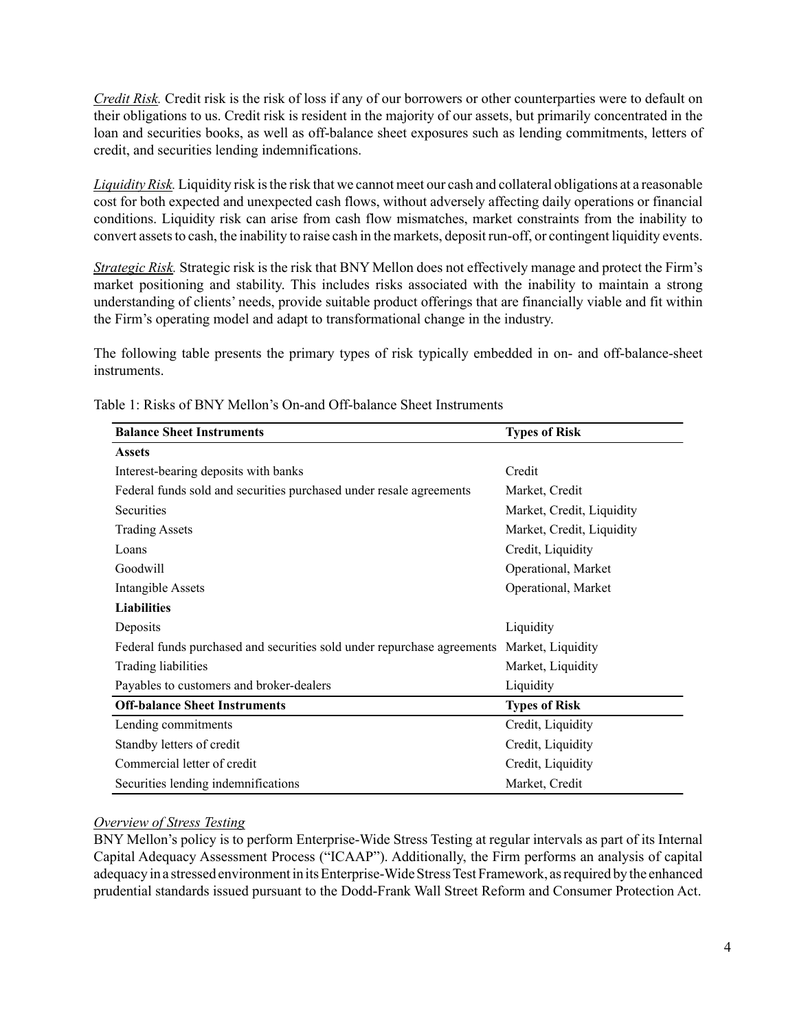*Credit Risk.* Credit risk is the risk of loss if any of our borrowers or other counterparties were to default on their obligations to us. Credit risk is resident in the majority of our assets, but primarily concentrated in the loan and securities books, as well as off-balance sheet exposures such as lending commitments, letters of credit, and securities lending indemnifications.

*Liquidity Risk.* Liquidity risk is the risk that we cannot meet our cash and collateral obligations at a reasonable cost for both expected and unexpected cash flows, without adversely affecting daily operations or financial conditions. Liquidity risk can arise from cash flow mismatches, market constraints from the inability to convert assets to cash, the inability to raise cash in the markets, deposit run-off, or contingent liquidity events.

*Strategic Risk.* Strategic risk is the risk that BNY Mellon does not effectively manage and protect the Firm's market positioning and stability. This includes risks associated with the inability to maintain a strong understanding of clients' needs, provide suitable product offerings that are financially viable and fit within the Firm's operating model and adapt to transformational change in the industry.

The following table presents the primary types of risk typically embedded in on- and off-balance-sheet instruments.

Table 1: Risks of BNY Mellon's On-and Off-balance Sheet Instruments

| Balance Sheet Instruments | Types of Risk |
|---|---|
| **Assets** | |
| Interest-bearing deposits with banks | Credit |
| Federal funds sold and securities purchased under resale agreements | Market, Credit |
| Securities | Market, Credit, Liquidity |
| Trading Assets | Market, Credit, Liquidity |
| Loans | Credit, Liquidity |
| Goodwill | Operational, Market |
| Intangible Assets | Operational, Market |
| **Liabilities** | |
| Deposits | Liquidity |
| Federal funds purchased and securities sold under repurchase agreements | Market, Liquidity |
| Trading liabilities | Market, Liquidity |
| Payables to customers and broker-dealers | Liquidity |
| **Off-balance Sheet Instruments** | **Types of Risk** |
| Lending commitments | Credit, Liquidity |
| Standby letters of credit | Credit, Liquidity |
| Commercial letter of credit | Credit, Liquidity |
| Securities lending indemnifications | Market, Credit |

*Overview of Stress Testing*

BNY Mellon's policy is to perform Enterprise-Wide Stress Testing at regular intervals as part of its Internal Capital Adequacy Assessment Process ("ICAAP"). Additionally, the Firm performs an analysis of capital adequacy in a stressed environment in its Enterprise-Wide Stress Test Framework, as required by the enhanced prudential standards issued pursuant to the Dodd-Frank Wall Street Reform and Consumer Protection Act.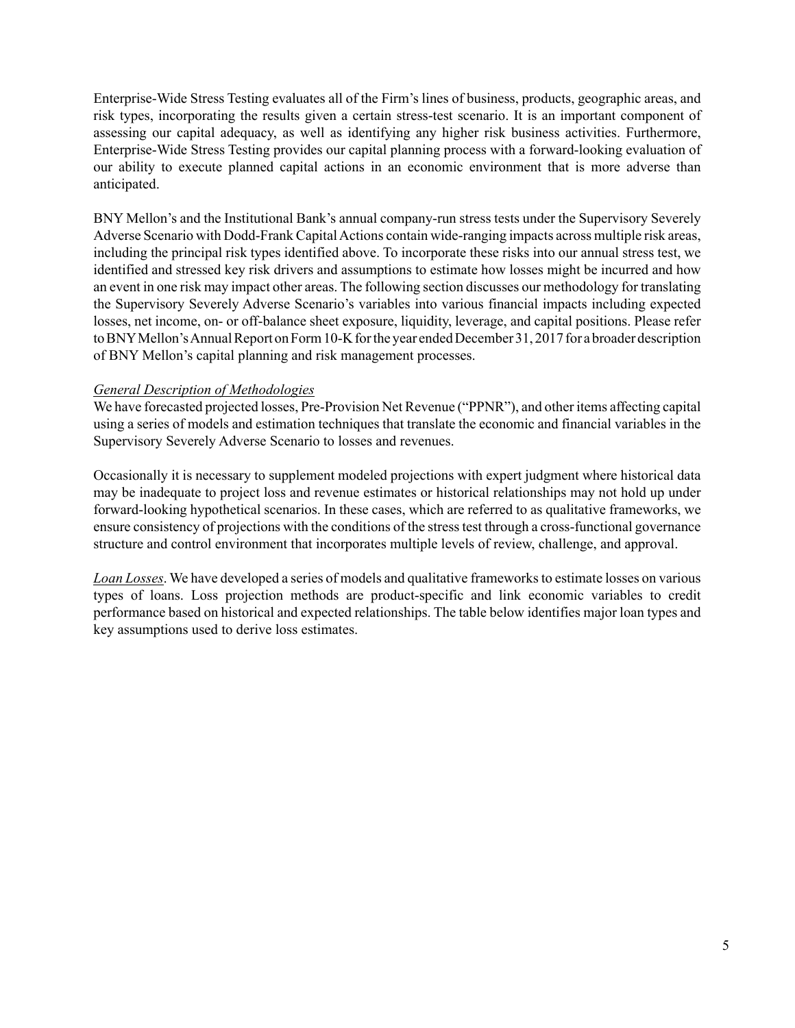Enterprise-Wide Stress Testing evaluates all of the Firm's lines of business, products, geographic areas, and risk types, incorporating the results given a certain stress-test scenario. It is an important component of assessing our capital adequacy, as well as identifying any higher risk business activities. Furthermore, Enterprise-Wide Stress Testing provides our capital planning process with a forward-looking evaluation of our ability to execute planned capital actions in an economic environment that is more adverse than anticipated.

BNY Mellon's and the Institutional Bank's annual company-run stress tests under the Supervisory Severely Adverse Scenario with Dodd-Frank Capital Actions contain wide-ranging impacts across multiple risk areas, including the principal risk types identified above. To incorporate these risks into our annual stress test, we identified and stressed key risk drivers and assumptions to estimate how losses might be incurred and how an event in one risk may impact other areas. The following section discusses our methodology for translating the Supervisory Severely Adverse Scenario's variables into various financial impacts including expected losses, net income, on- or off-balance sheet exposure, liquidity, leverage, and capital positions. Please refer to BNY Mellon's Annual Report on Form 10-K for the year ended December 31, 2017 for a broader description of BNY Mellon's capital planning and risk management processes.

*General Description of Methodologies*

We have forecasted projected losses, Pre-Provision Net Revenue ("PPNR"), and other items affecting capital using a series of models and estimation techniques that translate the economic and financial variables in the Supervisory Severely Adverse Scenario to losses and revenues.

Occasionally it is necessary to supplement modeled projections with expert judgment where historical data may be inadequate to project loss and revenue estimates or historical relationships may not hold up under forward-looking hypothetical scenarios. In these cases, which are referred to as qualitative frameworks, we ensure consistency of projections with the conditions of the stress test through a cross-functional governance structure and control environment that incorporates multiple levels of review, challenge, and approval.

*Loan Losses*. We have developed a series of models and qualitative frameworks to estimate losses on various types of loans. Loss projection methods are product-specific and link economic variables to credit performance based on historical and expected relationships. The table below identifies major loan types and key assumptions used to derive loss estimates.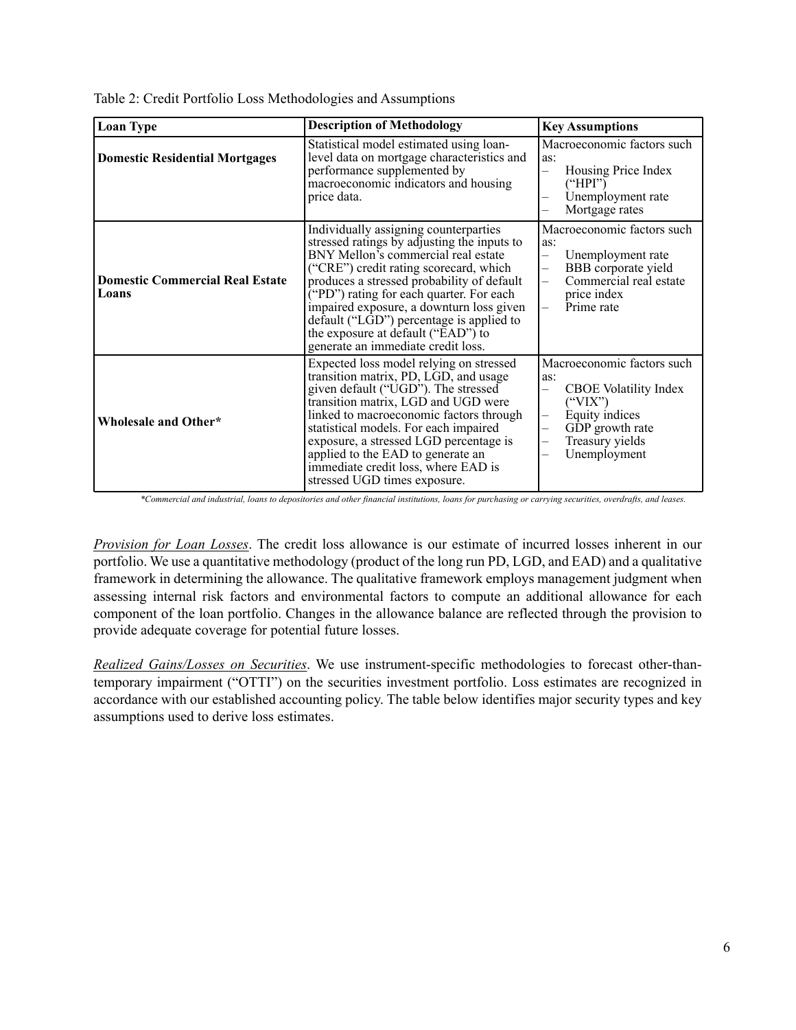Table 2: Credit Portfolio Loss Methodologies and Assumptions

| Loan Type | Description of Methodology | Key Assumptions |
| --- | --- | --- |
| **Domestic Residential Mortgages** | Statistical model estimated using loan-level data on mortgage characteristics and performance supplemented by macroeconomic indicators and housing price data. | Macroeconomic factors such as: – Housing Price Index ("HPI") – Unemployment rate – Mortgage rates |
| **Domestic Commercial Real Estate Loans** | Individually assigning counterparties stressed ratings by adjusting the inputs to BNY Mellon's commercial real estate ("CRE") credit rating scorecard, which produces a stressed probability of default ("PD") rating for each quarter. For each impaired exposure, a downturn loss given default ("LGD") percentage is applied to the exposure at default ("EAD") to generate an immediate credit loss. | Macroeconomic factors such as: – Unemployment rate – BBB corporate yield – Commercial real estate price index – Prime rate |
| **Wholesale and Other*** | Expected loss model relying on stressed transition matrix, PD, LGD, and usage given default ("UGD"). The stressed transition matrix, LGD and UGD were linked to macroeconomic factors through statistical models. For each impaired exposure, a stressed LGD percentage is applied to the EAD to generate an immediate credit loss, where EAD is stressed UGD times exposure. | Macroeconomic factors such as: – CBOE Volatility Index ("VIX") – Equity indices – GDP growth rate – Treasury yields – Unemployment |

*Commercial and industrial, loans to depositories and other financial institutions, loans for purchasing or carrying securities, overdrafts, and leases.*

*Provision for Loan Losses*. The credit loss allowance is our estimate of incurred losses inherent in our portfolio. We use a quantitative methodology (product of the long run PD, LGD, and EAD) and a qualitative framework in determining the allowance. The qualitative framework employs management judgment when assessing internal risk factors and environmental factors to compute an additional allowance for each component of the loan portfolio. Changes in the allowance balance are reflected through the provision to provide adequate coverage for potential future losses.

*Realized Gains/Losses on Securities*. We use instrument-specific methodologies to forecast other-than-temporary impairment ("OTTI") on the securities investment portfolio. Loss estimates are recognized in accordance with our established accounting policy. The table below identifies major security types and key assumptions used to derive loss estimates.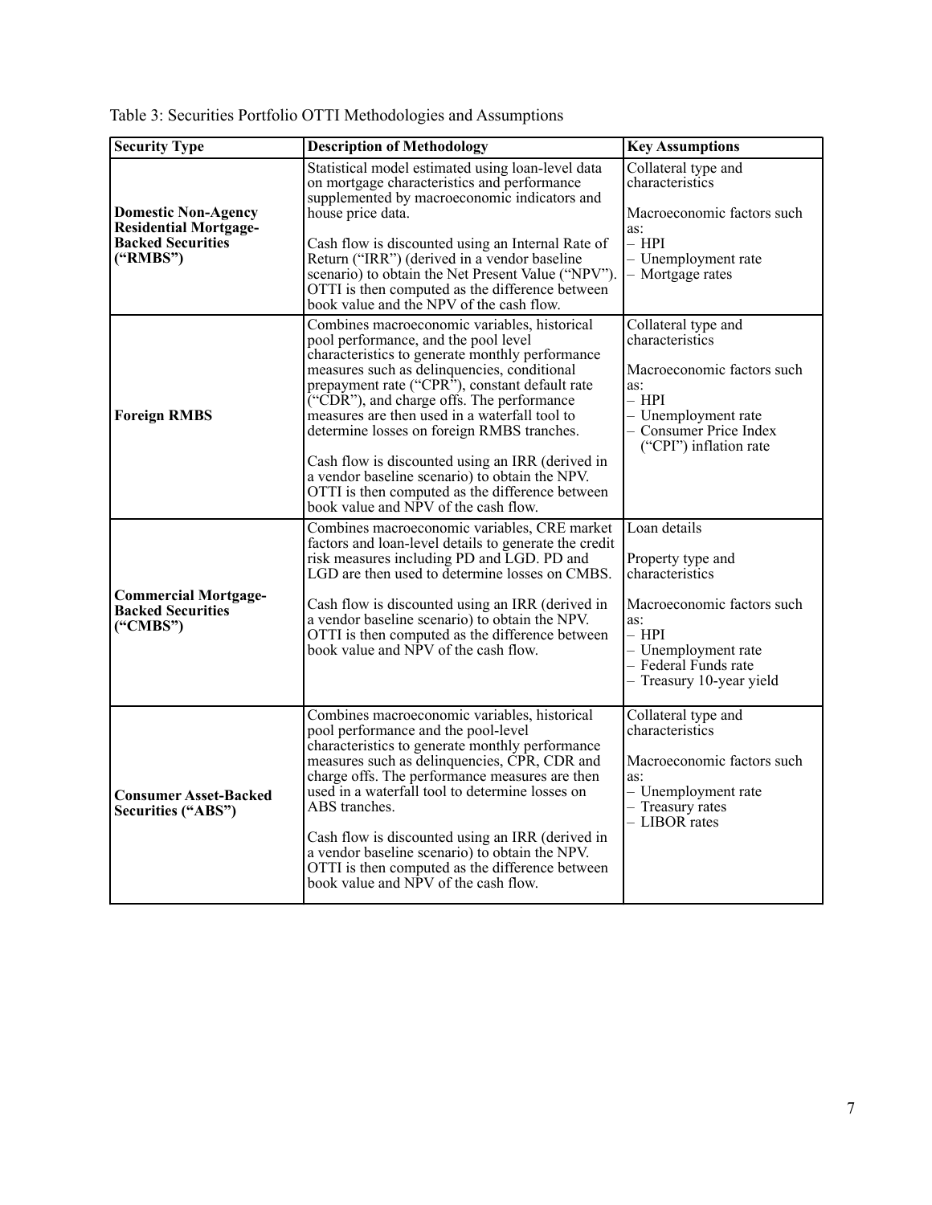Table 3: Securities Portfolio OTTI Methodologies and Assumptions

| Security Type | Description of Methodology | Key Assumptions |
|---|---|---|
| **Domestic Non-Agency Residential Mortgage-Backed Securities ("RMBS")** | Statistical model estimated using loan-level data on mortgage characteristics and performance supplemented by macroeconomic indicators and house price data.<br><br>Cash flow is discounted using an Internal Rate of Return ("IRR") (derived in a vendor baseline scenario) to obtain the Net Present Value ("NPV"). OTTI is then computed as the difference between book value and the NPV of the cash flow. | Collateral type and characteristics<br><br>Macroeconomic factors such as:<br>– HPI<br>– Unemployment rate<br>– Mortgage rates |
| **Foreign RMBS** | Combines macroeconomic variables, historical pool performance, and the pool level characteristics to generate monthly performance measures such as delinquencies, conditional prepayment rate ("CPR"), constant default rate ("CDR"), and charge offs. The performance measures are then used in a waterfall tool to determine losses on foreign RMBS tranches.<br><br>Cash flow is discounted using an IRR (derived in a vendor baseline scenario) to obtain the NPV. OTTI is then computed as the difference between book value and NPV of the cash flow. | Collateral type and characteristics<br><br>Macroeconomic factors such as:<br>– HPI<br>– Unemployment rate<br>– Consumer Price Index ("CPI") inflation rate |
| **Commercial Mortgage-Backed Securities ("CMBS")** | Combines macroeconomic variables, CRE market factors and loan-level details to generate the credit risk measures including PD and LGD. PD and LGD are then used to determine losses on CMBS.<br><br>Cash flow is discounted using an IRR (derived in a vendor baseline scenario) to obtain the NPV. OTTI is then computed as the difference between book value and NPV of the cash flow. | Loan details<br><br>Property type and characteristics<br><br>Macroeconomic factors such as:<br>– HPI<br>– Unemployment rate<br>– Federal Funds rate<br>– Treasury 10-year yield |
| **Consumer Asset-Backed Securities ("ABS")** | Combines macroeconomic variables, historical pool performance and the pool-level characteristics to generate monthly performance measures such as delinquencies, CPR, CDR and charge offs. The performance measures are then used in a waterfall tool to determine losses on ABS tranches.<br><br>Cash flow is discounted using an IRR (derived in a vendor baseline scenario) to obtain the NPV. OTTI is then computed as the difference between book value and NPV of the cash flow. | Collateral type and characteristics<br><br>Macroeconomic factors such as:<br>– Unemployment rate<br>– Treasury rates<br>– LIBOR rates |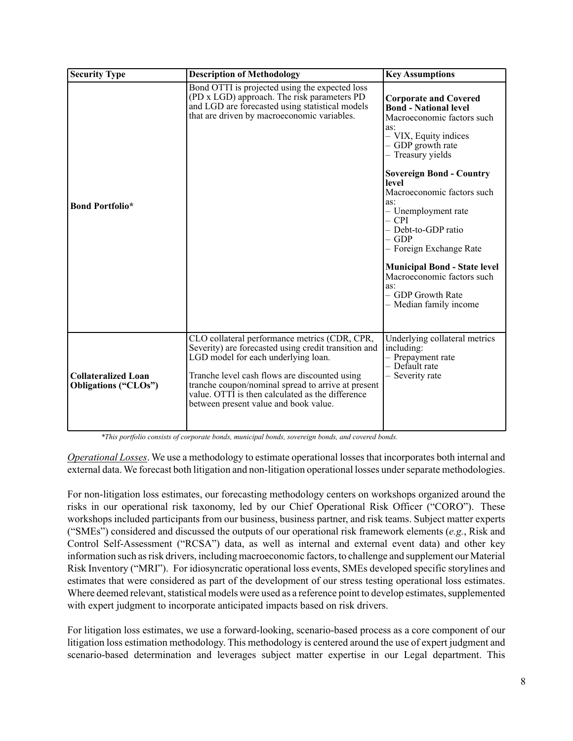| Security Type | Description of Methodology | Key Assumptions |
|---|---|---|
| **Bond Portfolio*** | Bond OTTI is projected using the expected loss (PD x LGD) approach. The risk parameters PD and LGD are forecasted using statistical models that are driven by macroeconomic variables. | **Corporate and Covered Bond - National level**<br>Macroeconomic factors such as:<br>– VIX, Equity indices<br>– GDP growth rate<br>– Treasury yields<br><br>**Sovereign Bond - Country level**<br>Macroeconomic factors such as:<br>– Unemployment rate<br>– CPI<br>– Debt-to-GDP ratio<br>– GDP<br>– Foreign Exchange Rate<br><br>**Municipal Bond - State level**<br>Macroeconomic factors such as:<br>– GDP Growth Rate<br>– Median family income |
| **Collateralized Loan Obligations ("CLOs")** | CLO collateral performance metrics (CDR, CPR, Severity) are forecasted using credit transition and LGD model for each underlying loan.<br><br>Tranche level cash flows are discounted using tranche coupon/nominal spread to arrive at present value. OTTI is then calculated as the difference between present value and book value. | Underlying collateral metrics including:<br>– Prepayment rate<br>– Default rate<br>– Severity rate |

*\*This portfolio consists of corporate bonds, municipal bonds, sovereign bonds, and covered bonds.*

*Operational Losses*. We use a methodology to estimate operational losses that incorporates both internal and external data. We forecast both litigation and non-litigation operational losses under separate methodologies.

For non-litigation loss estimates, our forecasting methodology centers on workshops organized around the risks in our operational risk taxonomy, led by our Chief Operational Risk Officer ("CORO"). These workshops included participants from our business, business partner, and risk teams. Subject matter experts ("SMEs") considered and discussed the outputs of our operational risk framework elements (*e.g.*, Risk and Control Self-Assessment ("RCSA") data, as well as internal and external event data) and other key information such as risk drivers, including macroeconomic factors, to challenge and supplement our Material Risk Inventory ("MRI"). For idiosyncratic operational loss events, SMEs developed specific storylines and estimates that were considered as part of the development of our stress testing operational loss estimates. Where deemed relevant, statistical models were used as a reference point to develop estimates, supplemented with expert judgment to incorporate anticipated impacts based on risk drivers.

For litigation loss estimates, we use a forward-looking, scenario-based process as a core component of our litigation loss estimation methodology. This methodology is centered around the use of expert judgment and scenario-based determination and leverages subject matter expertise in our Legal department. This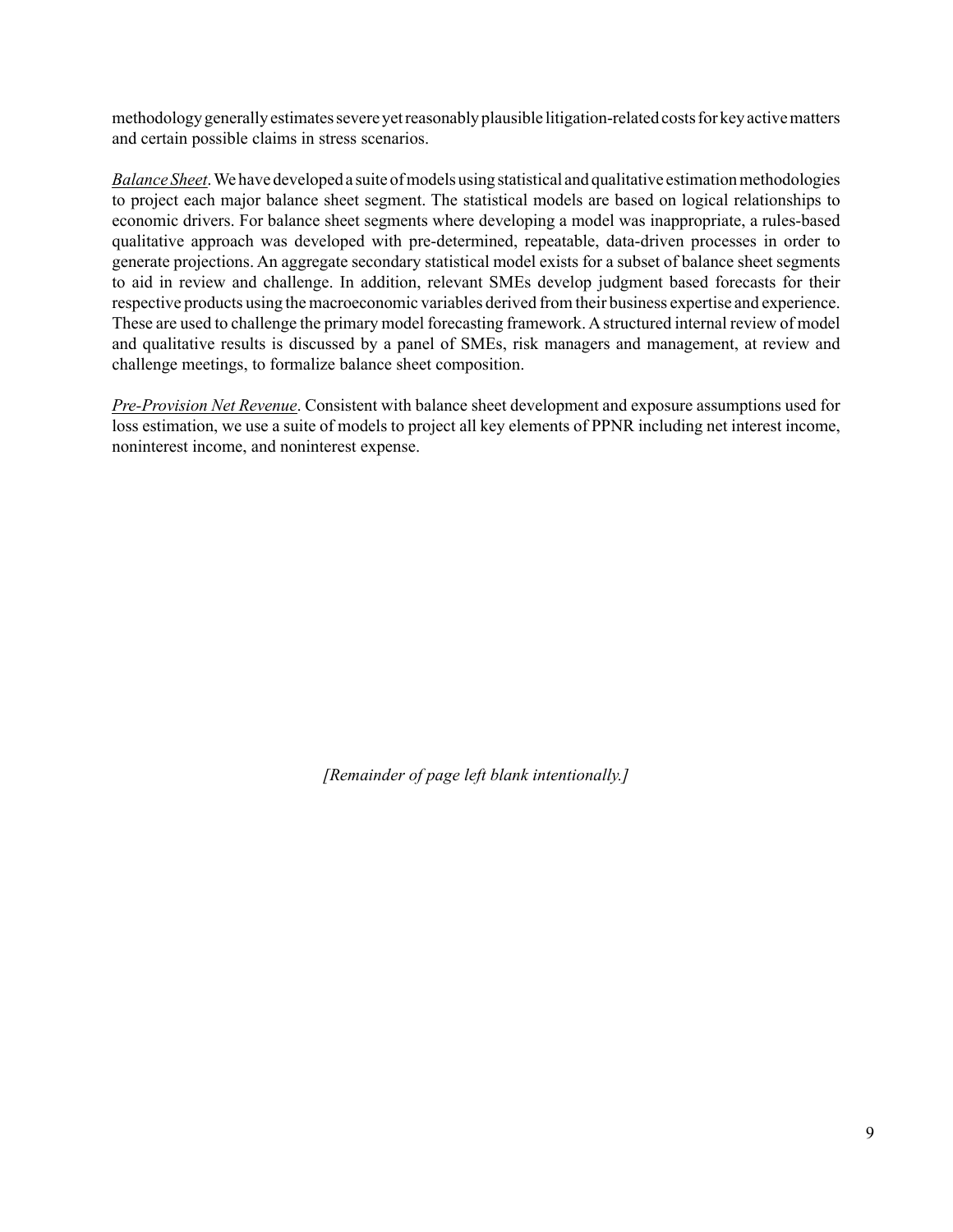methodology generally estimates severe yet reasonably plausible litigation-related costs for key active matters and certain possible claims in stress scenarios.

*Balance Sheet*. We have developed a suite of models using statistical and qualitative estimation methodologies to project each major balance sheet segment. The statistical models are based on logical relationships to economic drivers. For balance sheet segments where developing a model was inappropriate, a rules-based qualitative approach was developed with pre-determined, repeatable, data-driven processes in order to generate projections. An aggregate secondary statistical model exists for a subset of balance sheet segments to aid in review and challenge. In addition, relevant SMEs develop judgment based forecasts for their respective products using the macroeconomic variables derived from their business expertise and experience. These are used to challenge the primary model forecasting framework. A structured internal review of model and qualitative results is discussed by a panel of SMEs, risk managers and management, at review and challenge meetings, to formalize balance sheet composition.

*Pre-Provision Net Revenue*. Consistent with balance sheet development and exposure assumptions used for loss estimation, we use a suite of models to project all key elements of PPNR including net interest income, noninterest income, and noninterest expense.

*[Remainder of page left blank intentionally.]*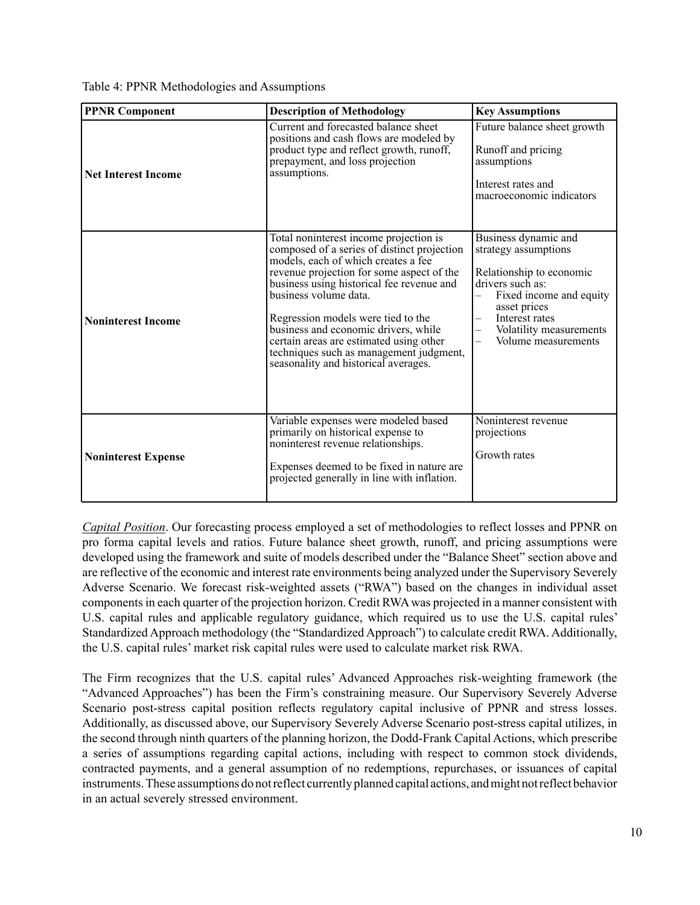Table 4: PPNR Methodologies and Assumptions

| PPNR Component | Description of Methodology | Key Assumptions |
|---|---|---|
| **Net Interest Income** | Current and forecasted balance sheet positions and cash flows are modeled by product type and reflect growth, runoff, prepayment, and loss projection assumptions. | Future balance sheet growth<br><br>Runoff and pricing assumptions<br><br>Interest rates and macroeconomic indicators |
| **Noninterest Income** | Total noninterest income projection is composed of a series of distinct projection models, each of which creates a fee revenue projection for some aspect of the business using historical fee revenue and business volume data.<br><br>Regression models were tied to the business and economic drivers, while certain areas are estimated using other techniques such as management judgment, seasonality and historical averages. | Business dynamic and strategy assumptions<br><br>Relationship to economic drivers such as:<br>– Fixed income and equity asset prices<br>– Interest rates<br>– Volatility measurements<br>– Volume measurements |
| **Noninterest Expense** | Variable expenses were modeled based primarily on historical expense to noninterest revenue relationships.<br><br>Expenses deemed to be fixed in nature are projected generally in line with inflation. | Noninterest revenue projections<br><br>Growth rates |

*Capital Position*. Our forecasting process employed a set of methodologies to reflect losses and PPNR on pro forma capital levels and ratios. Future balance sheet growth, runoff, and pricing assumptions were developed using the framework and suite of models described under the "Balance Sheet" section above and are reflective of the economic and interest rate environments being analyzed under the Supervisory Severely Adverse Scenario. We forecast risk-weighted assets ("RWA") based on the changes in individual asset components in each quarter of the projection horizon. Credit RWA was projected in a manner consistent with U.S. capital rules and applicable regulatory guidance, which required us to use the U.S. capital rules' Standardized Approach methodology (the "Standardized Approach") to calculate credit RWA. Additionally, the U.S. capital rules' market risk capital rules were used to calculate market risk RWA.

The Firm recognizes that the U.S. capital rules' Advanced Approaches risk-weighting framework (the "Advanced Approaches") has been the Firm's constraining measure. Our Supervisory Severely Adverse Scenario post-stress capital position reflects regulatory capital inclusive of PPNR and stress losses. Additionally, as discussed above, our Supervisory Severely Adverse Scenario post-stress capital utilizes, in the second through ninth quarters of the planning horizon, the Dodd-Frank Capital Actions, which prescribe a series of assumptions regarding capital actions, including with respect to common stock dividends, contracted payments, and a general assumption of no redemptions, repurchases, or issuances of capital instruments. These assumptions do not reflect currently planned capital actions, and might not reflect behavior in an actual severely stressed environment.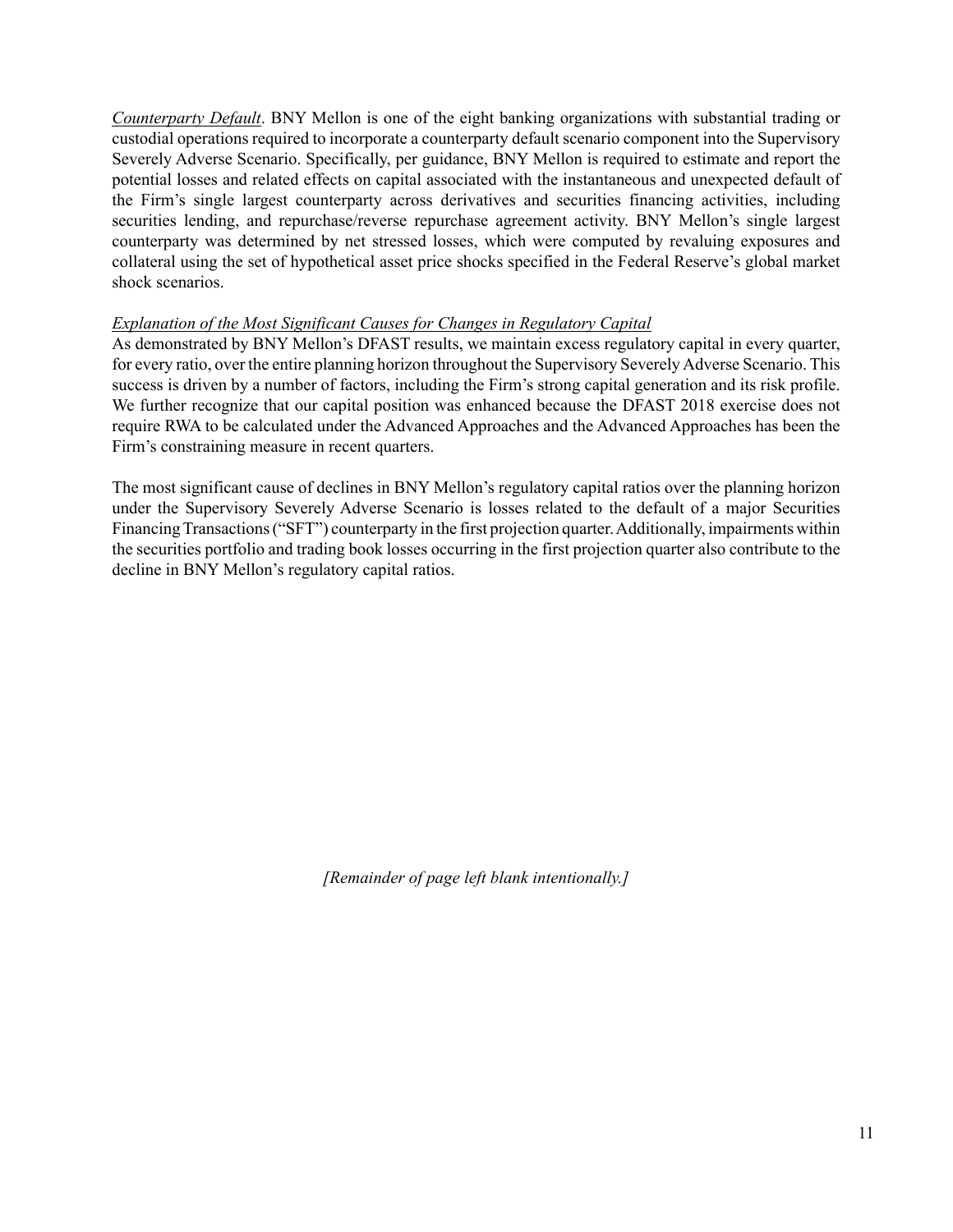*Counterparty Default*. BNY Mellon is one of the eight banking organizations with substantial trading or custodial operations required to incorporate a counterparty default scenario component into the Supervisory Severely Adverse Scenario. Specifically, per guidance, BNY Mellon is required to estimate and report the potential losses and related effects on capital associated with the instantaneous and unexpected default of the Firm's single largest counterparty across derivatives and securities financing activities, including securities lending, and repurchase/reverse repurchase agreement activity. BNY Mellon's single largest counterparty was determined by net stressed losses, which were computed by revaluing exposures and collateral using the set of hypothetical asset price shocks specified in the Federal Reserve's global market shock scenarios.

*Explanation of the Most Significant Causes for Changes in Regulatory Capital*

As demonstrated by BNY Mellon's DFAST results, we maintain excess regulatory capital in every quarter, for every ratio, over the entire planning horizon throughout the Supervisory Severely Adverse Scenario. This success is driven by a number of factors, including the Firm's strong capital generation and its risk profile. We further recognize that our capital position was enhanced because the DFAST 2018 exercise does not require RWA to be calculated under the Advanced Approaches and the Advanced Approaches has been the Firm's constraining measure in recent quarters.

The most significant cause of declines in BNY Mellon's regulatory capital ratios over the planning horizon under the Supervisory Severely Adverse Scenario is losses related to the default of a major Securities Financing Transactions ("SFT") counterparty in the first projection quarter. Additionally, impairments within the securities portfolio and trading book losses occurring in the first projection quarter also contribute to the decline in BNY Mellon's regulatory capital ratios.

*[Remainder of page left blank intentionally.]*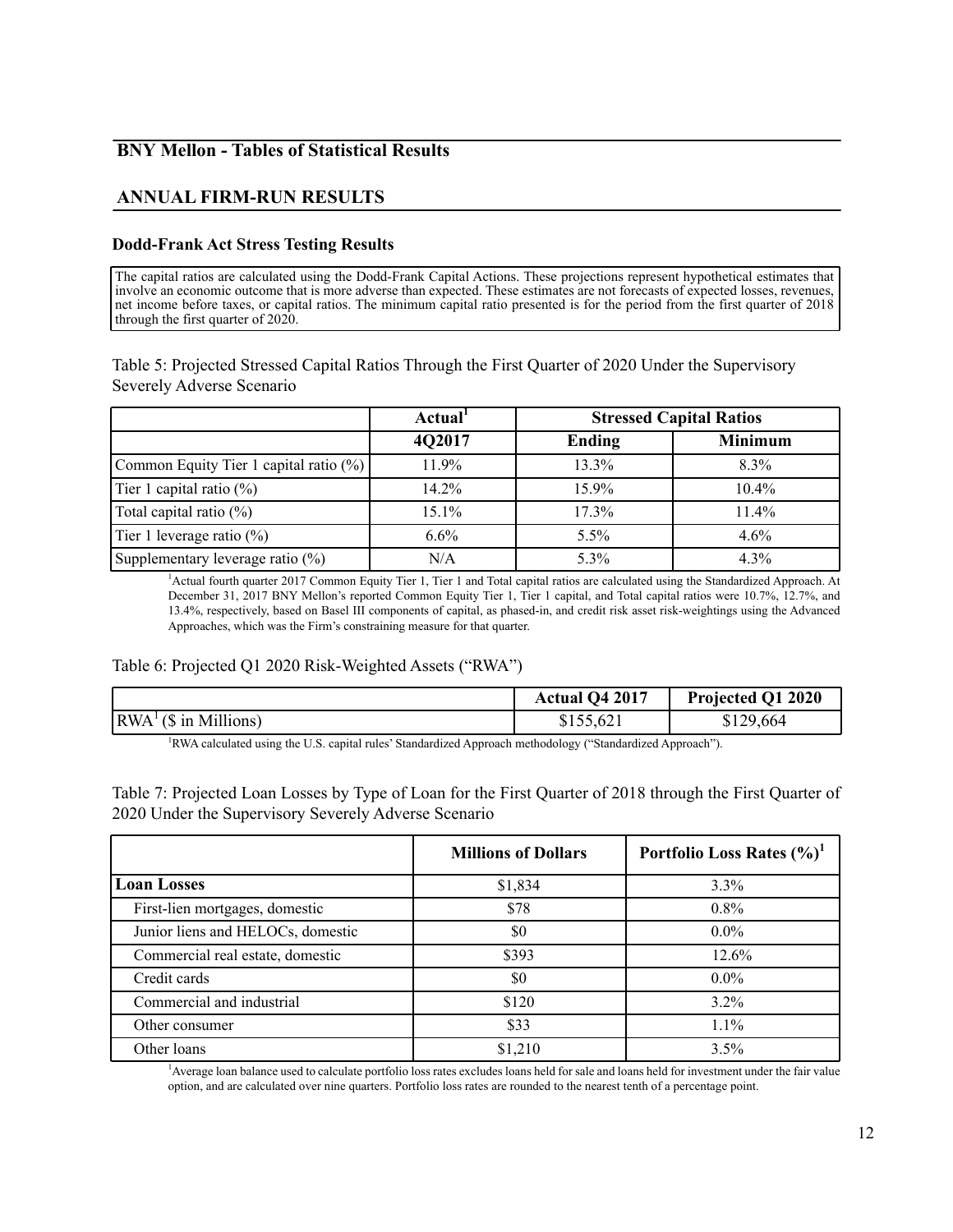## BNY Mellon - Tables of Statistical Results

## ANNUAL FIRM-RUN RESULTS

### Dodd-Frank Act Stress Testing Results

The capital ratios are calculated using the Dodd-Frank Capital Actions. These projections represent hypothetical estimates that involve an economic outcome that is more adverse than expected. These estimates are not forecasts of expected losses, revenues, net income before taxes, or capital ratios. The minimum capital ratio presented is for the period from the first quarter of 2018 through the first quarter of 2020.

Table 5: Projected Stressed Capital Ratios Through the First Quarter of 2020 Under the Supervisory Severely Adverse Scenario

| | Actual[1] | Stressed Capital Ratios | |
|---|---|---|---|
| | 4Q2017 | Ending | Minimum |
| Common Equity Tier 1 capital ratio (%) | 11.9% | 13.3% | 8.3% |
| Tier 1 capital ratio (%) | 14.2% | 15.9% | 10.4% |
| Total capital ratio (%) | 15.1% | 17.3% | 11.4% |
| Tier 1 leverage ratio (%) | 6.6% | 5.5% | 4.6% |
| Supplementary leverage ratio (%) | N/A | 5.3% | 4.3% |

[1]Actual fourth quarter 2017 Common Equity Tier 1, Tier 1 and Total capital ratios are calculated using the Standardized Approach. At December 31, 2017 BNY Mellon's reported Common Equity Tier 1, Tier 1 capital, and Total capital ratios were 10.7%, 12.7%, and 13.4%, respectively, based on Basel III components of capital, as phased-in, and credit risk asset risk-weightings using the Advanced Approaches, which was the Firm's constraining measure for that quarter.

Table 6: Projected Q1 2020 Risk-Weighted Assets ("RWA")

| | Actual Q4 2017 | Projected Q1 2020 |
|---|---|---|
| RWA[1] ($ in Millions) | $155,621 | $129,664 |

[1]RWA calculated using the U.S. capital rules' Standardized Approach methodology ("Standardized Approach").

Table 7: Projected Loan Losses by Type of Loan for the First Quarter of 2018 through the First Quarter of 2020 Under the Supervisory Severely Adverse Scenario

| | Millions of Dollars | Portfolio Loss Rates (%)[1] |
|---|---|---|
| **Loan Losses** | $1,834 | 3.3% |
| First-lien mortgages, domestic | $78 | 0.8% |
| Junior liens and HELOCs, domestic | $0 | 0.0% |
| Commercial real estate, domestic | $393 | 12.6% |
| Credit cards | $0 | 0.0% |
| Commercial and industrial | $120 | 3.2% |
| Other consumer | $33 | 1.1% |
| Other loans | $1,210 | 3.5% |

[1]Average loan balance used to calculate portfolio loss rates excludes loans held for sale and loans held for investment under the fair value option, and are calculated over nine quarters. Portfolio loss rates are rounded to the nearest tenth of a percentage point.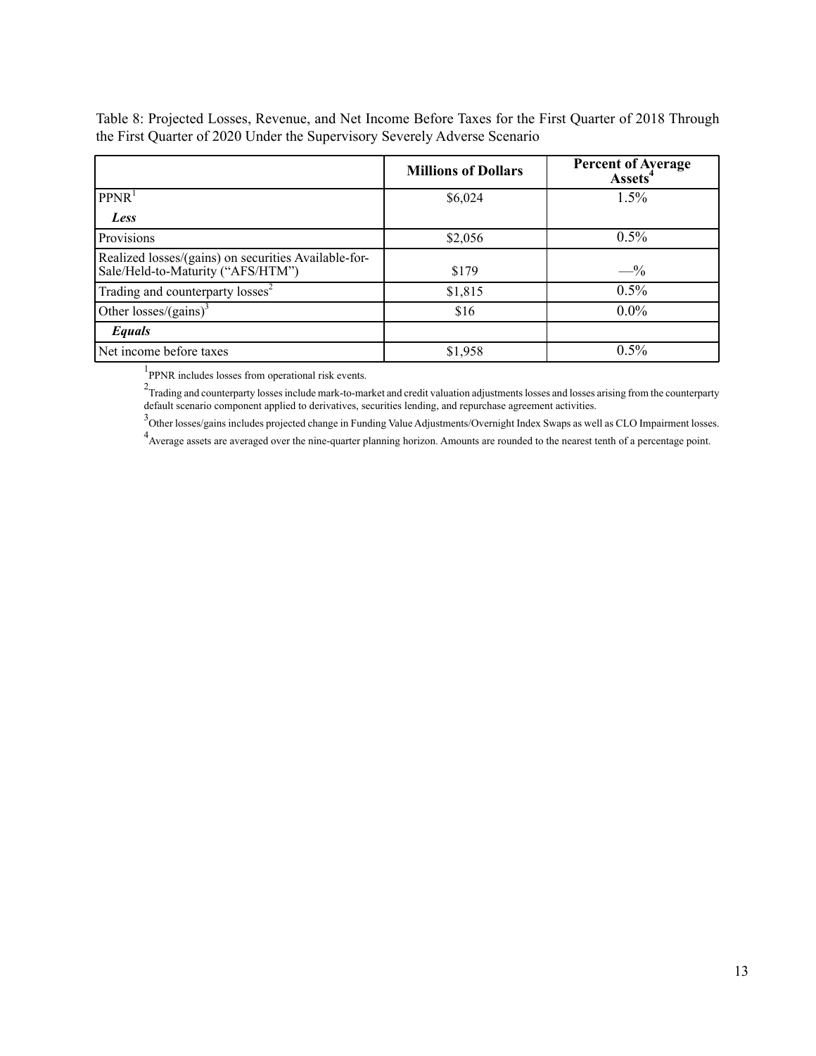Table 8: Projected Losses, Revenue, and Net Income Before Taxes for the First Quarter of 2018 Through the First Quarter of 2020 Under the Supervisory Severely Adverse Scenario

| | Millions of Dollars | Percent of Average Assets[4] |
|---|---|---|
| PPNR[1] | $6,024 | 1.5% |
| ***Less*** | | |
| Provisions | $2,056 | 0.5% |
| Realized losses/(gains) on securities Available-for-Sale/Held-to-Maturity ("AFS/HTM") | $179 | —% |
| Trading and counterparty losses[2] | $1,815 | 0.5% |
| Other losses/(gains)[3] | $16 | 0.0% |
| ***Equals*** | | |
| Net income before taxes | $1,958 | 0.5% |

[1] PPNR includes losses from operational risk events.

[2] Trading and counterparty losses include mark-to-market and credit valuation adjustments losses and losses arising from the counterparty default scenario component applied to derivatives, securities lending, and repurchase agreement activities.

[3] Other losses/gains includes projected change in Funding Value Adjustments/Overnight Index Swaps as well as CLO Impairment losses.

[4] Average assets are averaged over the nine-quarter planning horizon. Amounts are rounded to the nearest tenth of a percentage point.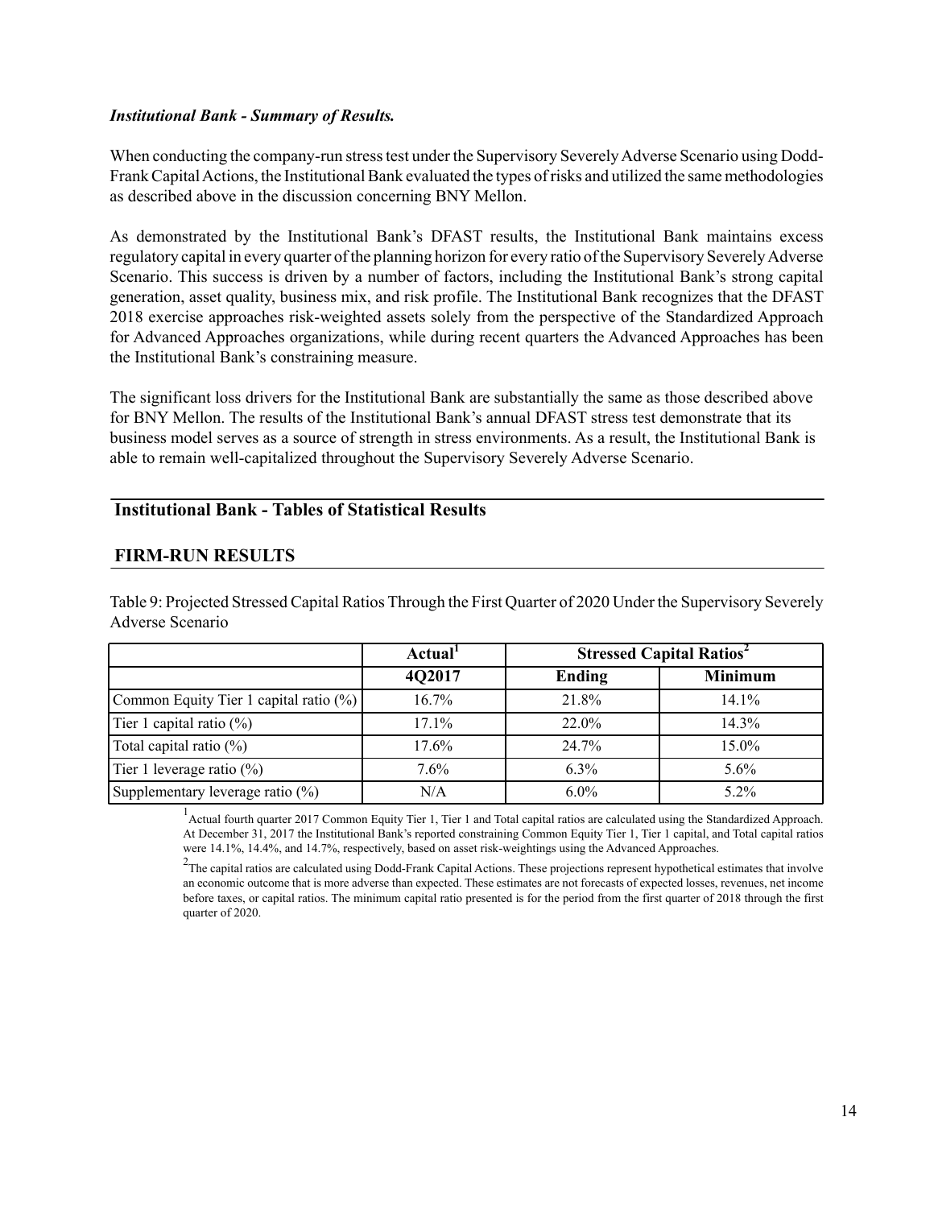***Institutional Bank - Summary of Results.***

When conducting the company-run stress test under the Supervisory Severely Adverse Scenario using Dodd-Frank Capital Actions, the Institutional Bank evaluated the types of risks and utilized the same methodologies as described above in the discussion concerning BNY Mellon.

As demonstrated by the Institutional Bank's DFAST results, the Institutional Bank maintains excess regulatory capital in every quarter of the planning horizon for every ratio of the Supervisory Severely Adverse Scenario. This success is driven by a number of factors, including the Institutional Bank's strong capital generation, asset quality, business mix, and risk profile. The Institutional Bank recognizes that the DFAST 2018 exercise approaches risk-weighted assets solely from the perspective of the Standardized Approach for Advanced Approaches organizations, while during recent quarters the Advanced Approaches has been the Institutional Bank's constraining measure.

The significant loss drivers for the Institutional Bank are substantially the same as those described above for BNY Mellon. The results of the Institutional Bank's annual DFAST stress test demonstrate that its business model serves as a source of strength in stress environments. As a result, the Institutional Bank is able to remain well-capitalized throughout the Supervisory Severely Adverse Scenario.

## Institutional Bank - Tables of Statistical Results

## FIRM-RUN RESULTS

Table 9: Projected Stressed Capital Ratios Through the First Quarter of 2020 Under the Supervisory Severely Adverse Scenario

| | Actual[1] | Stressed Capital Ratios[2] | |
|---|---|---|---|
| | 4Q2017 | Ending | Minimum |
| Common Equity Tier 1 capital ratio (%) | 16.7% | 21.8% | 14.1% |
| Tier 1 capital ratio (%) | 17.1% | 22.0% | 14.3% |
| Total capital ratio (%) | 17.6% | 24.7% | 15.0% |
| Tier 1 leverage ratio (%) | 7.6% | 6.3% | 5.6% |
| Supplementary leverage ratio (%) | N/A | 6.0% | 5.2% |

[1] Actual fourth quarter 2017 Common Equity Tier 1, Tier 1 and Total capital ratios are calculated using the Standardized Approach. At December 31, 2017 the Institutional Bank's reported constraining Common Equity Tier 1, Tier 1 capital, and Total capital ratios were 14.1%, 14.4%, and 14.7%, respectively, based on asset risk-weightings using the Advanced Approaches.

[2] The capital ratios are calculated using Dodd-Frank Capital Actions. These projections represent hypothetical estimates that involve an economic outcome that is more adverse than expected. These estimates are not forecasts of expected losses, revenues, net income before taxes, or capital ratios. The minimum capital ratio presented is for the period from the first quarter of 2018 through the first quarter of 2020.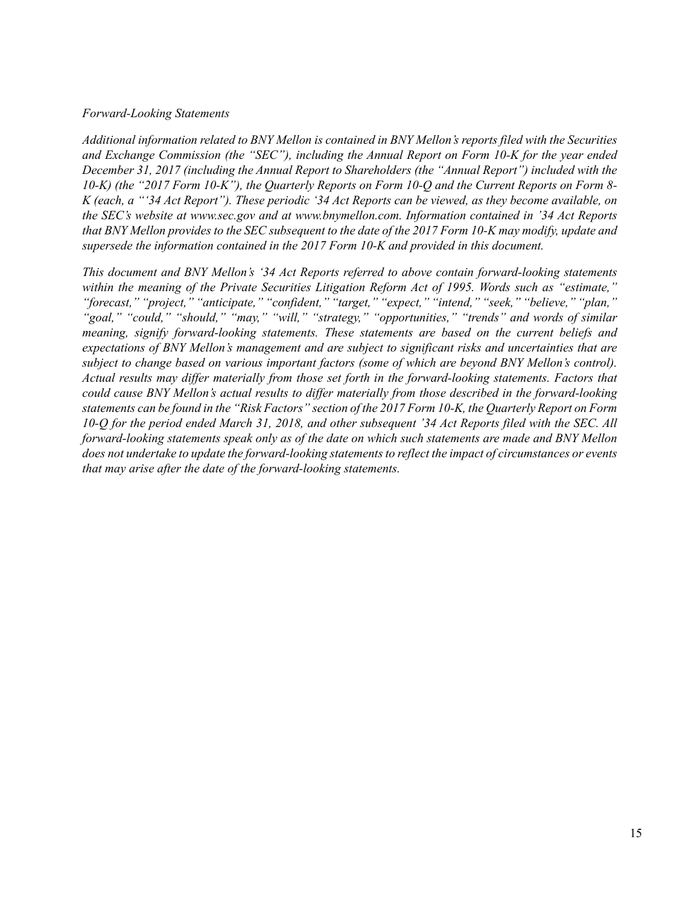*Forward-Looking Statements*

*Additional information related to BNY Mellon is contained in BNY Mellon's reports filed with the Securities and Exchange Commission (the "SEC"), including the Annual Report on Form 10-K for the year ended December 31, 2017 (including the Annual Report to Shareholders (the "Annual Report") included with the 10-K) (the "2017 Form 10-K"), the Quarterly Reports on Form 10-Q and the Current Reports on Form 8-K (each, a "'34 Act Report"). These periodic '34 Act Reports can be viewed, as they become available, on the SEC's website at www.sec.gov and at www.bnymellon.com. Information contained in '34 Act Reports that BNY Mellon provides to the SEC subsequent to the date of the 2017 Form 10-K may modify, update and supersede the information contained in the 2017 Form 10-K and provided in this document.*

*This document and BNY Mellon's '34 Act Reports referred to above contain forward-looking statements within the meaning of the Private Securities Litigation Reform Act of 1995. Words such as "estimate," "forecast," "project," "anticipate," "confident," "target," "expect," "intend," "seek," "believe," "plan," "goal," "could," "should," "may," "will," "strategy," "opportunities," "trends" and words of similar meaning, signify forward-looking statements. These statements are based on the current beliefs and expectations of BNY Mellon's management and are subject to significant risks and uncertainties that are subject to change based on various important factors (some of which are beyond BNY Mellon's control). Actual results may differ materially from those set forth in the forward-looking statements. Factors that could cause BNY Mellon's actual results to differ materially from those described in the forward-looking statements can be found in the "Risk Factors" section of the 2017 Form 10-K, the Quarterly Report on Form 10-Q for the period ended March 31, 2018, and other subsequent '34 Act Reports filed with the SEC. All forward-looking statements speak only as of the date on which such statements are made and BNY Mellon does not undertake to update the forward-looking statements to reflect the impact of circumstances or events that may arise after the date of the forward-looking statements.*